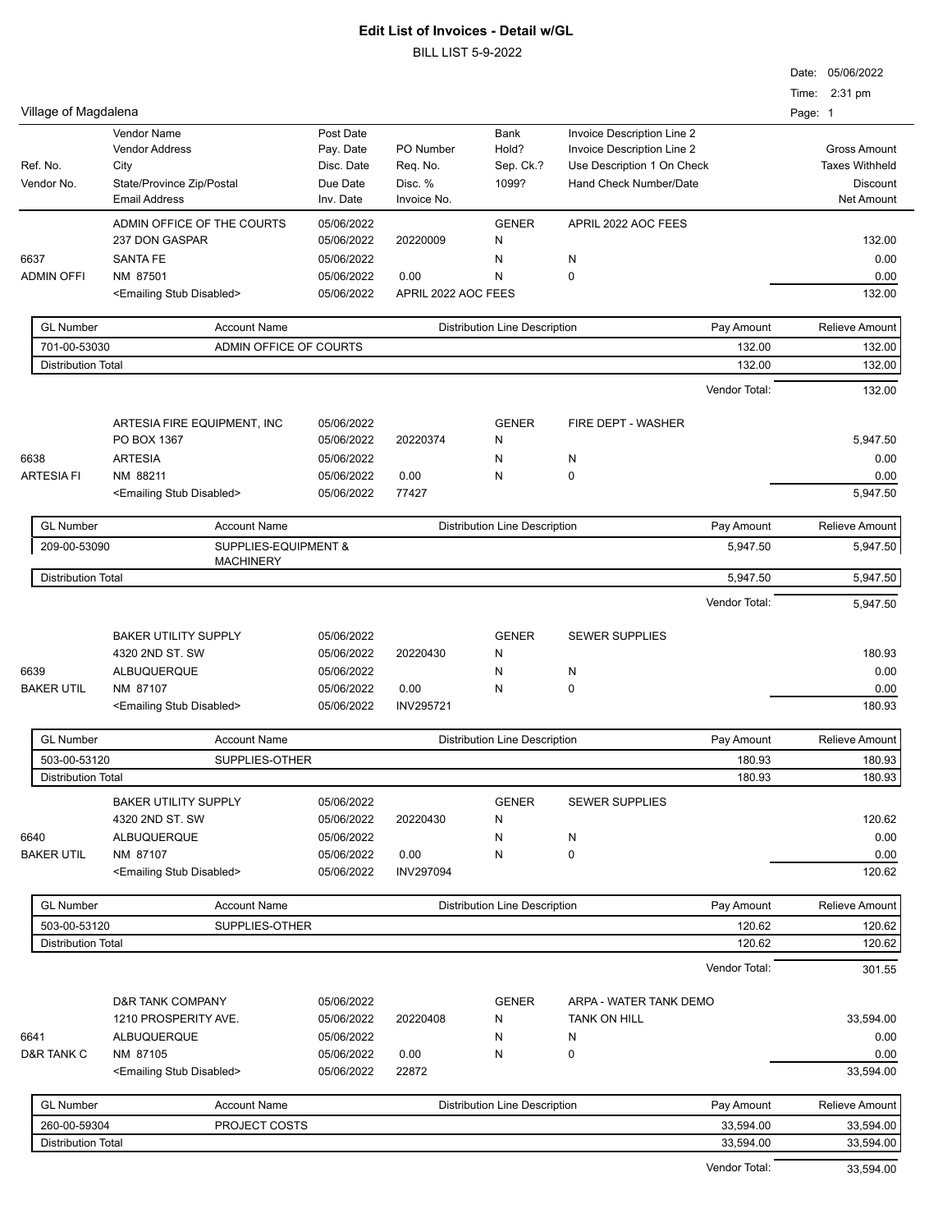# Edit List of Invoices - Detail w/GL

BILL LIST 5-9-2022

Date: 05/06/2022
Time: 2:31 pm

Village of Magdalena

| Ref. No. / Vendor No. | Vendor Name / Vendor Address / City / State/Province Zip/Postal / Email Address | Post Date / Pay. Date / Disc. Date / Due Date / Inv. Date | PO Number / Req. No. / Disc. % / Invoice No. | Bank / Hold? / Sep. Ck.? / 1099? | Invoice Description Line 2 / Invoice Description Line 2 / Use Description 1 On Check / Hand Check Number/Date | Gross Amount / Taxes Withheld / Discount / Net Amount |
|---|---|---|---|---|---|---|

| | | | | | | |
|---|---|---|---|---|---|---|
| | ADMIN OFFICE OF THE COURTS | 05/06/2022 | | GENER | APRIL 2022 AOC FEES | |
| | 237 DON GASPAR | 05/06/2022 | 20220009 | N | | 132.00 |
| 6637 | SANTA FE | 05/06/2022 | | N | N | 0.00 |
| ADMIN OFFI | NM 87501 | 05/06/2022 | 0.00 | N | 0 | 0.00 |
| | <Emailing Stub Disabled> | 05/06/2022 | APRIL 2022 AOC FEES | | | 132.00 |

| GL Number | Account Name | Distribution Line Description | Pay Amount | Relieve Amount |
|---|---|---|---|---|
| 701-00-53030 | ADMIN OFFICE OF COURTS | | 132.00 | 132.00 |
| Distribution Total | | | 132.00 | 132.00 |

Vendor Total: 132.00

| | | | | | | |
|---|---|---|---|---|---|---|
| | ARTESIA FIRE EQUIPMENT, INC | 05/06/2022 | | GENER | FIRE DEPT - WASHER | |
| | PO BOX 1367 | 05/06/2022 | 20220374 | N | | 5,947.50 |
| 6638 | ARTESIA | 05/06/2022 | | N | N | 0.00 |
| ARTESIA FI | NM 88211 | 05/06/2022 | 0.00 | N | 0 | 0.00 |
| | <Emailing Stub Disabled> | 05/06/2022 | 77427 | | | 5,947.50 |

| GL Number | Account Name | Distribution Line Description | Pay Amount | Relieve Amount |
|---|---|---|---|---|
| 209-00-53090 | SUPPLIES-EQUIPMENT & MACHINERY | | 5,947.50 | 5,947.50 |
| Distribution Total | | | 5,947.50 | 5,947.50 |

Vendor Total: 5,947.50

| | | | | | | |
|---|---|---|---|---|---|---|
| | BAKER UTILITY SUPPLY | 05/06/2022 | | GENER | SEWER SUPPLIES | |
| | 4320 2ND ST. SW | 05/06/2022 | 20220430 | N | | 180.93 |
| 6639 | ALBUQUERQUE | 05/06/2022 | | N | N | 0.00 |
| BAKER UTIL | NM 87107 | 05/06/2022 | 0.00 | N | 0 | 0.00 |
| | <Emailing Stub Disabled> | 05/06/2022 | INV295721 | | | 180.93 |

| GL Number | Account Name | Distribution Line Description | Pay Amount | Relieve Amount |
|---|---|---|---|---|
| 503-00-53120 | SUPPLIES-OTHER | | 180.93 | 180.93 |
| Distribution Total | | | 180.93 | 180.93 |

| | | | | | | |
|---|---|---|---|---|---|---|
| | BAKER UTILITY SUPPLY | 05/06/2022 | | GENER | SEWER SUPPLIES | |
| | 4320 2ND ST. SW | 05/06/2022 | 20220430 | N | | 120.62 |
| 6640 | ALBUQUERQUE | 05/06/2022 | | N | N | 0.00 |
| BAKER UTIL | NM 87107 | 05/06/2022 | 0.00 | N | 0 | 0.00 |
| | <Emailing Stub Disabled> | 05/06/2022 | INV297094 | | | 120.62 |

| GL Number | Account Name | Distribution Line Description | Pay Amount | Relieve Amount |
|---|---|---|---|---|
| 503-00-53120 | SUPPLIES-OTHER | | 120.62 | 120.62 |
| Distribution Total | | | 120.62 | 120.62 |

Vendor Total: 301.55

| | | | | | | |
|---|---|---|---|---|---|---|
| | D&R TANK COMPANY | 05/06/2022 | | GENER | ARPA - WATER TANK DEMO | |
| | 1210 PROSPERITY AVE. | 05/06/2022 | 20220408 | N | TANK ON HILL | 33,594.00 |
| 6641 | ALBUQUERQUE | 05/06/2022 | | N | N | 0.00 |
| D&R TANK C | NM 87105 | 05/06/2022 | 0.00 | N | 0 | 0.00 |
| | <Emailing Stub Disabled> | 05/06/2022 | 22872 | | | 33,594.00 |

| GL Number | Account Name | Distribution Line Description | Pay Amount | Relieve Amount |
|---|---|---|---|---|
| 260-00-59304 | PROJECT COSTS | | 33,594.00 | 33,594.00 |
| Distribution Total | | | 33,594.00 | 33,594.00 |

Vendor Total: 33,594.00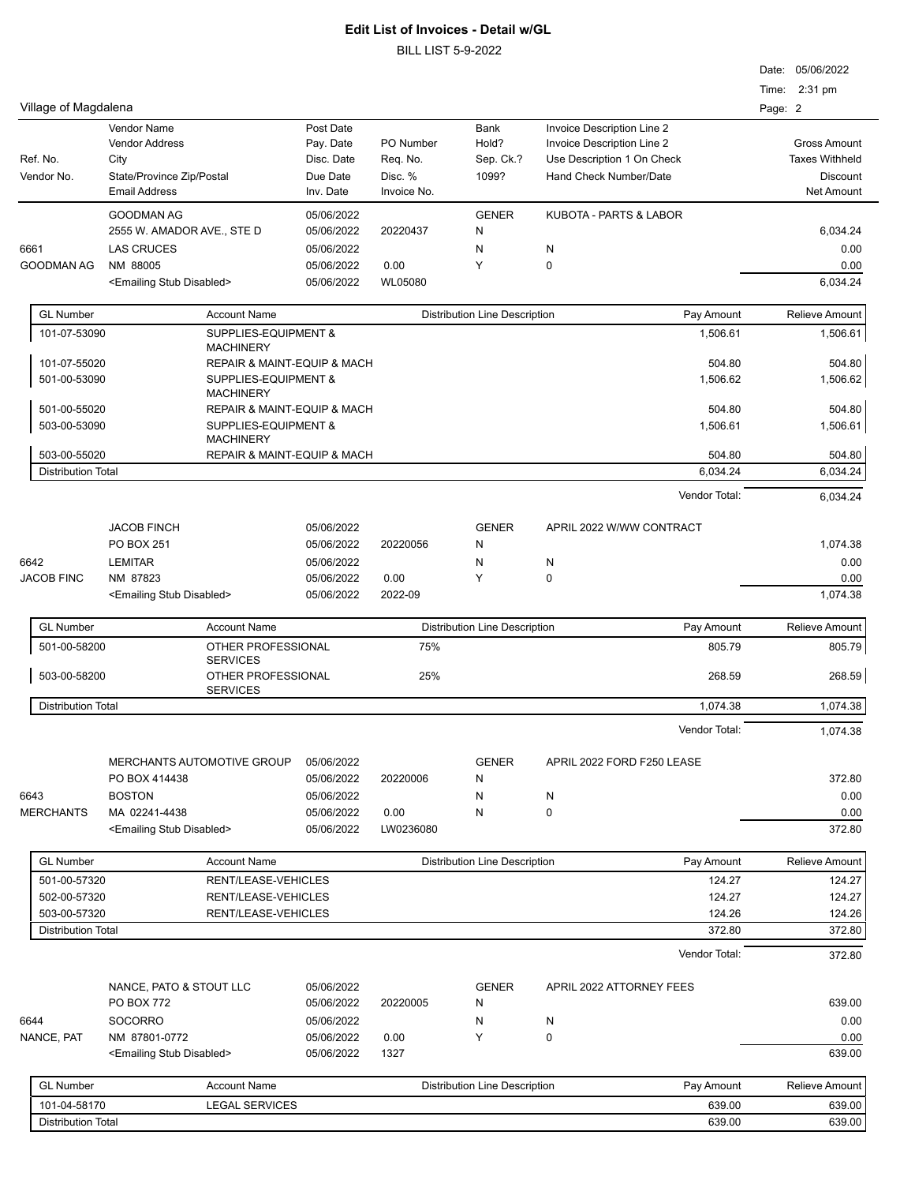# Edit List of Invoices - Detail w/GL

BILL LIST 5-9-2022

Date: 05/06/2022
Time: 2:31 pm

Village of Magdalena

| Ref. No. / Vendor No. | Vendor Name / Vendor Address / City / State/Province Zip/Postal / Email Address | Post Date / Pay. Date / Disc. Date / Due Date / Inv. Date | PO Number / Req. No. / Disc. % / Invoice No. | Bank / Hold? / Sep. Ck.? / 1099? | Invoice Description Line 2 / Invoice Description Line 2 / Use Description 1 On Check / Hand Check Number/Date | Gross Amount / Taxes Withheld / Discount / Net Amount |
|---|---|---|---|---|---|---|

| | GOODMAN AG | 05/06/2022 | | GENER | KUBOTA - PARTS & LABOR | |
|---|---|---|---|---|---|---|
| | 2555 W. AMADOR AVE., STE D | 05/06/2022 | 20220437 | N | | 6,034.24 |
| 6661 | LAS CRUCES | 05/06/2022 | | N | N | 0.00 |
| GOODMAN AG | NM 88005 | 05/06/2022 | 0.00 | Y | 0 | 0.00 |
| | <Emailing Stub Disabled> | 05/06/2022 | WL05080 | | | 6,034.24 |

| GL Number | Account Name | Distribution Line Description | Pay Amount | Relieve Amount |
|---|---|---|---|---|
| 101-07-53090 | SUPPLIES-EQUIPMENT & MACHINERY | | 1,506.61 | 1,506.61 |
| 101-07-55020 | REPAIR & MAINT-EQUIP & MACH | | 504.80 | 504.80 |
| 501-00-53090 | SUPPLIES-EQUIPMENT & MACHINERY | | 1,506.62 | 1,506.62 |
| 501-00-55020 | REPAIR & MAINT-EQUIP & MACH | | 504.80 | 504.80 |
| 503-00-53090 | SUPPLIES-EQUIPMENT & MACHINERY | | 1,506.61 | 1,506.61 |
| 503-00-55020 | REPAIR & MAINT-EQUIP & MACH | | 504.80 | 504.80 |
| Distribution Total | | | 6,034.24 | 6,034.24 |

Vendor Total: 6,034.24

| | JACOB FINCH | 05/06/2022 | | GENER | APRIL 2022 W/WW CONTRACT | |
|---|---|---|---|---|---|---|
| | PO BOX 251 | 05/06/2022 | 20220056 | N | | 1,074.38 |
| 6642 | LEMITAR | 05/06/2022 | | N | N | 0.00 |
| JACOB FINC | NM 87823 | 05/06/2022 | 0.00 | Y | 0 | 0.00 |
| | <Emailing Stub Disabled> | 05/06/2022 | 2022-09 | | | 1,074.38 |

| GL Number | Account Name | Distribution Line Description | Pay Amount | Relieve Amount |
|---|---|---|---|---|
| 501-00-58200 | OTHER PROFESSIONAL SERVICES | 75% | 805.79 | 805.79 |
| 503-00-58200 | OTHER PROFESSIONAL SERVICES | 25% | 268.59 | 268.59 |
| Distribution Total | | | 1,074.38 | 1,074.38 |

Vendor Total: 1,074.38

| | MERCHANTS AUTOMOTIVE GROUP | 05/06/2022 | | GENER | APRIL 2022 FORD F250 LEASE | |
|---|---|---|---|---|---|---|
| | PO BOX 414438 | 05/06/2022 | 20220006 | N | | 372.80 |
| 6643 | BOSTON | 05/06/2022 | | N | N | 0.00 |
| MERCHANTS | MA 02241-4438 | 05/06/2022 | 0.00 | N | 0 | 0.00 |
| | <Emailing Stub Disabled> | 05/06/2022 | LW0236080 | | | 372.80 |

| GL Number | Account Name | Distribution Line Description | Pay Amount | Relieve Amount |
|---|---|---|---|---|
| 501-00-57320 | RENT/LEASE-VEHICLES | | 124.27 | 124.27 |
| 502-00-57320 | RENT/LEASE-VEHICLES | | 124.27 | 124.27 |
| 503-00-57320 | RENT/LEASE-VEHICLES | | 124.26 | 124.26 |
| Distribution Total | | | 372.80 | 372.80 |

Vendor Total: 372.80

| | NANCE, PATO & STOUT LLC | 05/06/2022 | | GENER | APRIL 2022 ATTORNEY FEES | |
|---|---|---|---|---|---|---|
| | PO BOX 772 | 05/06/2022 | 20220005 | N | | 639.00 |
| 6644 | SOCORRO | 05/06/2022 | | N | N | 0.00 |
| NANCE, PAT | NM 87801-0772 | 05/06/2022 | 0.00 | Y | 0 | 0.00 |
| | <Emailing Stub Disabled> | 05/06/2022 | 1327 | | | 639.00 |

| GL Number | Account Name | Distribution Line Description | Pay Amount | Relieve Amount |
|---|---|---|---|---|
| 101-04-58170 | LEGAL SERVICES | | 639.00 | 639.00 |
| Distribution Total | | | 639.00 | 639.00 |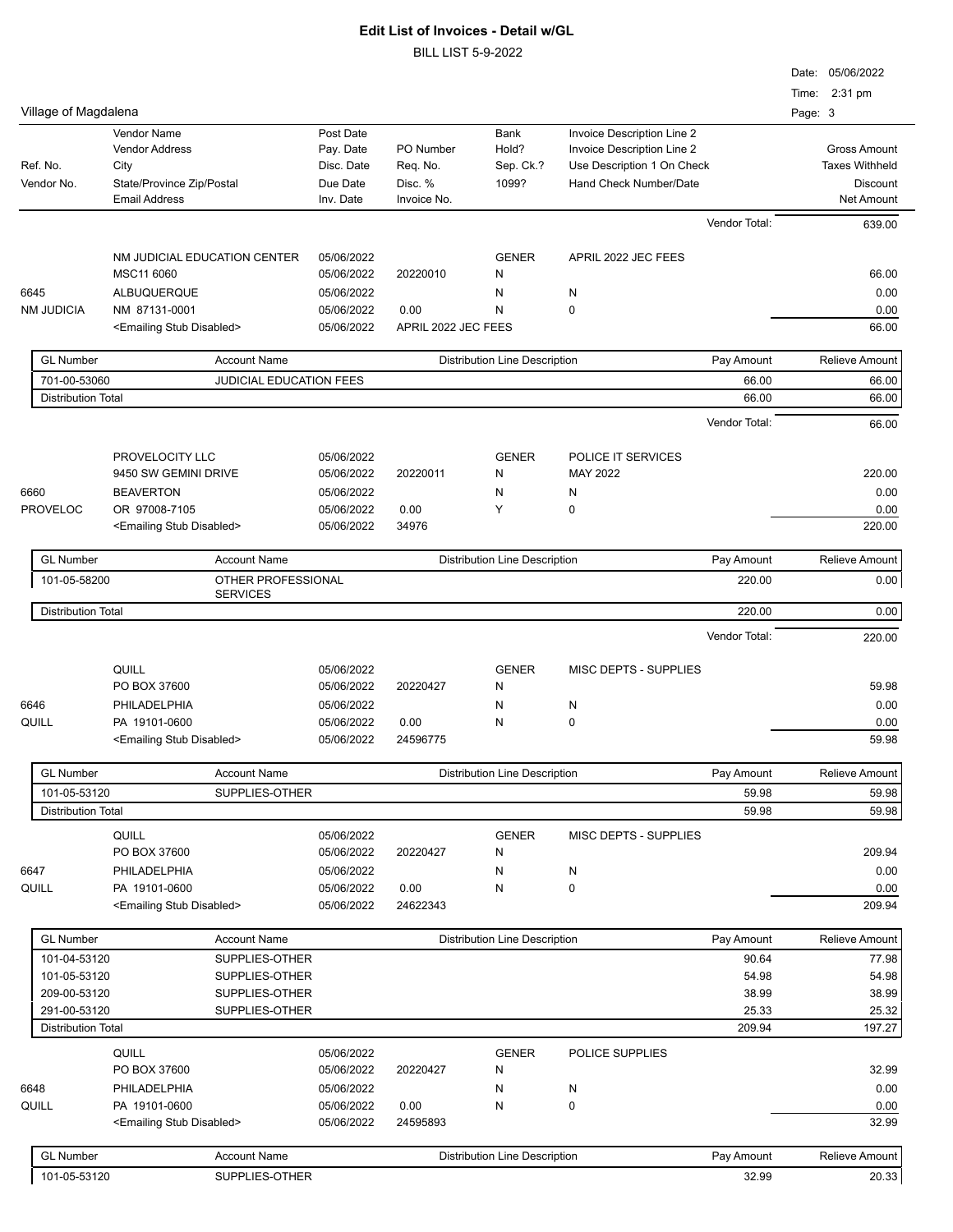# Edit List of Invoices - Detail w/GL

BILL LIST 5-9-2022

Date: 05/06/2022
Time: 2:31 pm

Village of Magdalena

| Ref. No. / Vendor No. | Vendor Name / Vendor Address / City / State/Province Zip/Postal / Email Address | Post Date / Pay. Date / Disc. Date / Due Date / Inv. Date | PO Number / Req. No. / Disc. % / Invoice No. | Bank / Hold? / Sep. Ck.? / 1099? | Invoice Description Line 2 / Invoice Description Line 2 / Use Description 1 On Check / Hand Check Number/Date | Gross Amount / Taxes Withheld / Discount / Net Amount |
|---|---|---|---|---|---|---|

Vendor Total: 639.00

| | | | | | | |
|---|---|---|---|---|---|---|
| | NM JUDICIAL EDUCATION CENTER | 05/06/2022 | | GENER | APRIL 2022 JEC FEES | |
| | MSC11 6060 | 05/06/2022 | 20220010 | N | | 66.00 |
| 6645 | ALBUQUERQUE | 05/06/2022 | | N | N | 0.00 |
| NM JUDICIA | NM 87131-0001 | 05/06/2022 | 0.00 | N | 0 | 0.00 |
| | <Emailing Stub Disabled> | 05/06/2022 | APRIL 2022 JEC FEES | | | 66.00 |

| GL Number | Account Name | Distribution Line Description | Pay Amount | Relieve Amount |
|---|---|---|---|---|
| 701-00-53060 | JUDICIAL EDUCATION FEES | | 66.00 | 66.00 |
| Distribution Total | | | 66.00 | 66.00 |

Vendor Total: 66.00

| | | | | | | |
|---|---|---|---|---|---|---|
| | PROVELOCITY LLC | 05/06/2022 | | GENER | POLICE IT SERVICES | |
| | 9450 SW GEMINI DRIVE | 05/06/2022 | 20220011 | N | MAY 2022 | 220.00 |
| 6660 | BEAVERTON | 05/06/2022 | | N | N | 0.00 |
| PROVELOC | OR 97008-7105 | 05/06/2022 | 0.00 | Y | 0 | 0.00 |
| | <Emailing Stub Disabled> | 05/06/2022 | 34976 | | | 220.00 |

| GL Number | Account Name | Distribution Line Description | Pay Amount | Relieve Amount |
|---|---|---|---|---|
| 101-05-58200 | OTHER PROFESSIONAL SERVICES | | 220.00 | 0.00 |
| Distribution Total | | | 220.00 | 0.00 |

Vendor Total: 220.00

| | | | | | | |
|---|---|---|---|---|---|---|
| | QUILL | 05/06/2022 | | GENER | MISC DEPTS - SUPPLIES | |
| | PO BOX 37600 | 05/06/2022 | 20220427 | N | | 59.98 |
| 6646 | PHILADELPHIA | 05/06/2022 | | N | N | 0.00 |
| QUILL | PA 19101-0600 | 05/06/2022 | 0.00 | N | 0 | 0.00 |
| | <Emailing Stub Disabled> | 05/06/2022 | 24596775 | | | 59.98 |

| GL Number | Account Name | Distribution Line Description | Pay Amount | Relieve Amount |
|---|---|---|---|---|
| 101-05-53120 | SUPPLIES-OTHER | | 59.98 | 59.98 |
| Distribution Total | | | 59.98 | 59.98 |

| | | | | | | |
|---|---|---|---|---|---|---|
| | QUILL | 05/06/2022 | | GENER | MISC DEPTS - SUPPLIES | |
| | PO BOX 37600 | 05/06/2022 | 20220427 | N | | 209.94 |
| 6647 | PHILADELPHIA | 05/06/2022 | | N | N | 0.00 |
| QUILL | PA 19101-0600 | 05/06/2022 | 0.00 | N | 0 | 0.00 |
| | <Emailing Stub Disabled> | 05/06/2022 | 24622343 | | | 209.94 |

| GL Number | Account Name | Distribution Line Description | Pay Amount | Relieve Amount |
|---|---|---|---|---|
| 101-04-53120 | SUPPLIES-OTHER | | 90.64 | 77.98 |
| 101-05-53120 | SUPPLIES-OTHER | | 54.98 | 54.98 |
| 209-00-53120 | SUPPLIES-OTHER | | 38.99 | 38.99 |
| 291-00-53120 | SUPPLIES-OTHER | | 25.33 | 25.32 |
| Distribution Total | | | 209.94 | 197.27 |

| | | | | | | |
|---|---|---|---|---|---|---|
| | QUILL | 05/06/2022 | | GENER | POLICE SUPPLIES | |
| | PO BOX 37600 | 05/06/2022 | 20220427 | N | | 32.99 |
| 6648 | PHILADELPHIA | 05/06/2022 | | N | N | 0.00 |
| QUILL | PA 19101-0600 | 05/06/2022 | 0.00 | N | 0 | 0.00 |
| | <Emailing Stub Disabled> | 05/06/2022 | 24595893 | | | 32.99 |

| GL Number | Account Name | Distribution Line Description | Pay Amount | Relieve Amount |
|---|---|---|---|---|
| 101-05-53120 | SUPPLIES-OTHER | | 32.99 | 20.33 |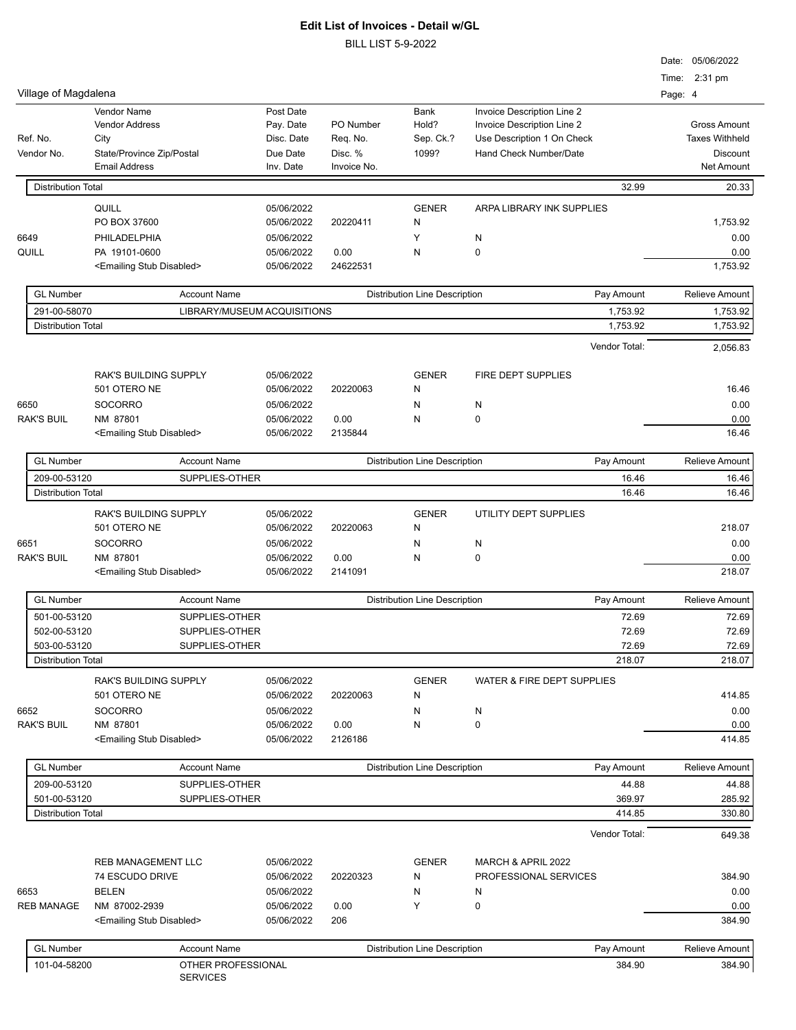# Edit List of Invoices - Detail w/GL

BILL LIST 5-9-2022

Date: 05/06/2022
Time: 2:31 pm

Village of Magdalena

| Ref. No. / Vendor No. | Vendor Name / Vendor Address / City / State/Province Zip/Postal / Email Address | Post Date / Pay. Date / Disc. Date / Due Date / Inv. Date | PO Number / Req. No. / Disc. % / Invoice No. | Bank / Hold? / Sep. Ck.? / 1099? | Invoice Description Line 2 / Invoice Description Line 2 / Use Description 1 On Check / Hand Check Number/Date | Gross Amount / Taxes Withheld / Discount / Net Amount |
|---|---|---|---|---|---|---|

| Distribution Total | | | 32.99 | 20.33 |
|---|---|---|---|---|

| | QUILL | 05/06/2022 | | GENER | ARPA LIBRARY INK SUPPLIES | |
|---|---|---|---|---|---|---|
| | PO BOX 37600 | 05/06/2022 | 20220411 | N | | 1,753.92 |
| 6649 | PHILADELPHIA | 05/06/2022 | | Y | N | 0.00 |
| QUILL | PA 19101-0600 | 05/06/2022 | 0.00 | N | 0 | 0.00 |
| | <Emailing Stub Disabled> | 05/06/2022 | 24622531 | | | 1,753.92 |

| GL Number | Account Name | Distribution Line Description | Pay Amount | Relieve Amount |
|---|---|---|---|---|
| 291-00-58070 | LIBRARY/MUSEUM ACQUISITIONS | | 1,753.92 | 1,753.92 |
| Distribution Total | | | 1,753.92 | 1,753.92 |

Vendor Total: 2,056.83

| | RAK'S BUILDING SUPPLY | 05/06/2022 | | GENER | FIRE DEPT SUPPLIES | |
|---|---|---|---|---|---|---|
| | 501 OTERO NE | 05/06/2022 | 20220063 | N | | 16.46 |
| 6650 | SOCORRO | 05/06/2022 | | N | N | 0.00 |
| RAK'S BUIL | NM 87801 | 05/06/2022 | 0.00 | N | 0 | 0.00 |
| | <Emailing Stub Disabled> | 05/06/2022 | 2135844 | | | 16.46 |

| GL Number | Account Name | Distribution Line Description | Pay Amount | Relieve Amount |
|---|---|---|---|---|
| 209-00-53120 | SUPPLIES-OTHER | | 16.46 | 16.46 |
| Distribution Total | | | 16.46 | 16.46 |

| | RAK'S BUILDING SUPPLY | 05/06/2022 | | GENER | UTILITY DEPT SUPPLIES | |
|---|---|---|---|---|---|---|
| | 501 OTERO NE | 05/06/2022 | 20220063 | N | | 218.07 |
| 6651 | SOCORRO | 05/06/2022 | | N | N | 0.00 |
| RAK'S BUIL | NM 87801 | 05/06/2022 | 0.00 | N | 0 | 0.00 |
| | <Emailing Stub Disabled> | 05/06/2022 | 2141091 | | | 218.07 |

| GL Number | Account Name | Distribution Line Description | Pay Amount | Relieve Amount |
|---|---|---|---|---|
| 501-00-53120 | SUPPLIES-OTHER | | 72.69 | 72.69 |
| 502-00-53120 | SUPPLIES-OTHER | | 72.69 | 72.69 |
| 503-00-53120 | SUPPLIES-OTHER | | 72.69 | 72.69 |
| Distribution Total | | | 218.07 | 218.07 |

| | RAK'S BUILDING SUPPLY | 05/06/2022 | | GENER | WATER & FIRE DEPT SUPPLIES | |
|---|---|---|---|---|---|---|
| | 501 OTERO NE | 05/06/2022 | 20220063 | N | | 414.85 |
| 6652 | SOCORRO | 05/06/2022 | | N | N | 0.00 |
| RAK'S BUIL | NM 87801 | 05/06/2022 | 0.00 | N | 0 | 0.00 |
| | <Emailing Stub Disabled> | 05/06/2022 | 2126186 | | | 414.85 |

| GL Number | Account Name | Distribution Line Description | Pay Amount | Relieve Amount |
|---|---|---|---|---|
| 209-00-53120 | SUPPLIES-OTHER | | 44.88 | 44.88 |
| 501-00-53120 | SUPPLIES-OTHER | | 369.97 | 285.92 |
| Distribution Total | | | 414.85 | 330.80 |

Vendor Total: 649.38

| | REB MANAGEMENT LLC | 05/06/2022 | | GENER | MARCH & APRIL 2022 | |
|---|---|---|---|---|---|---|
| | 74 ESCUDO DRIVE | 05/06/2022 | 20220323 | N | PROFESSIONAL SERVICES | 384.90 |
| 6653 | BELEN | 05/06/2022 | | N | N | 0.00 |
| REB MANAGE | NM 87002-2939 | 05/06/2022 | 0.00 | Y | 0 | 0.00 |
| | <Emailing Stub Disabled> | 05/06/2022 | 206 | | | 384.90 |

| GL Number | Account Name | Distribution Line Description | Pay Amount | Relieve Amount |
|---|---|---|---|---|
| 101-04-58200 | OTHER PROFESSIONAL SERVICES | | 384.90 | 384.90 |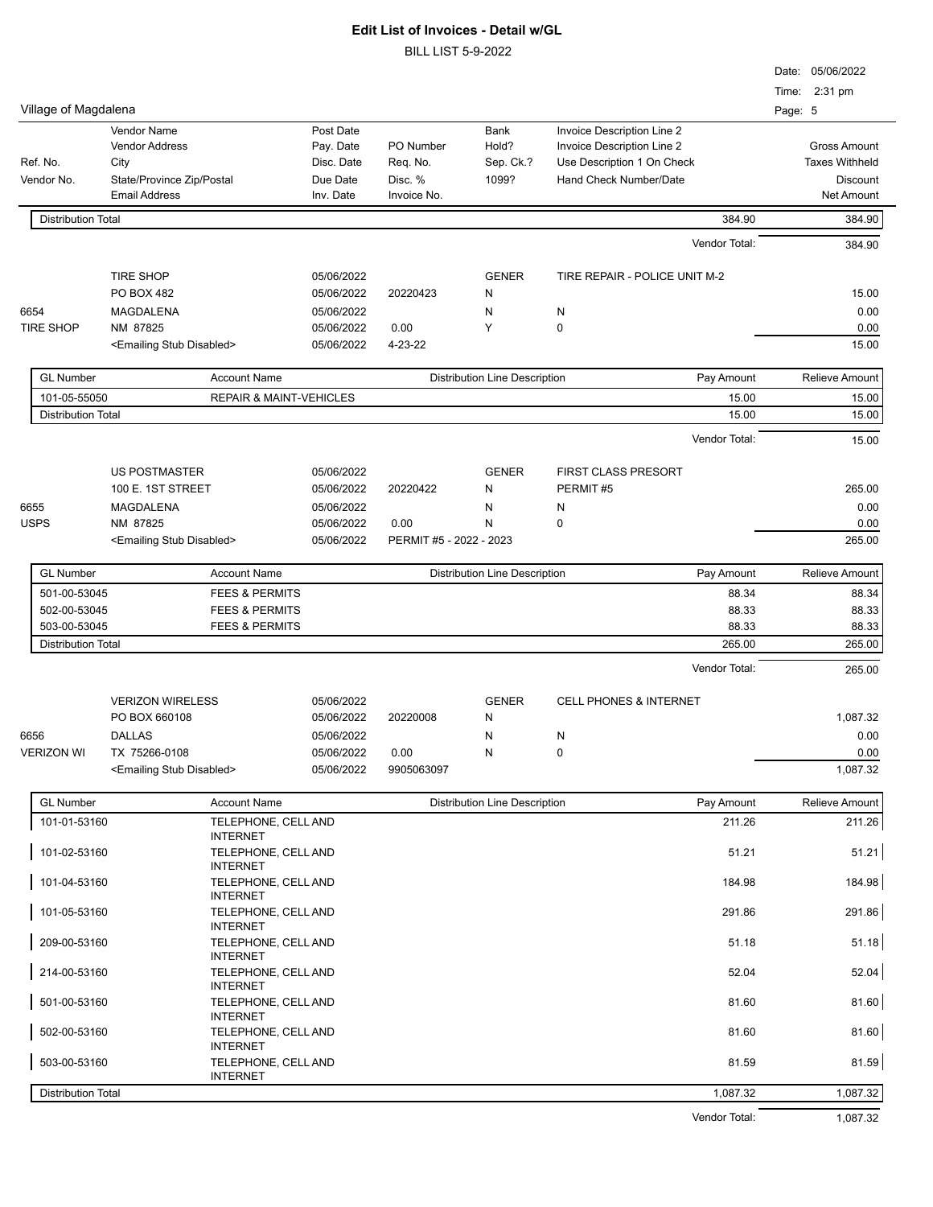# Edit List of Invoices - Detail w/GL

BILL LIST 5-9-2022

Date: 05/06/2022
Time: 2:31 pm

Village of Magdalena

| Ref. No. / Vendor No. | Vendor Name / Vendor Address / City / State/Province Zip/Postal / Email Address | Post Date / Pay. Date / Disc. Date / Due Date / Inv. Date | PO Number / Req. No. / Disc. % / Invoice No. | Bank / Hold? / Sep. Ck.? / 1099? | Invoice Description Line 2 / Invoice Description Line 2 / Use Description 1 On Check / Hand Check Number/Date | Gross Amount / Taxes Withheld / Discount / Net Amount |
|---|---|---|---|---|---|---|

| Distribution Total | | | 384.90 | 384.90 |
|---|---|---|---|---|

Vendor Total: 384.90

| Ref. No. / Vendor No. | Vendor | Dates | PO / Req. / Disc. % / Invoice No. | Bank / Hold? / Sep. Ck.? / 1099? | Description | Amounts |
|---|---|---|---|---|---|---|
| | TIRE SHOP | 05/06/2022 | | GENER | TIRE REPAIR - POLICE UNIT M-2 | |
| | PO BOX 482 | 05/06/2022 | 20220423 | N | | 15.00 |
| 6654 | MAGDALENA | 05/06/2022 | | N | N | 0.00 |
| TIRE SHOP | NM 87825 | 05/06/2022 | 0.00 | Y | 0 | 0.00 |
| | <Emailing Stub Disabled> | 05/06/2022 | 4-23-22 | | | 15.00 |

| GL Number | Account Name | Distribution Line Description | Pay Amount | Relieve Amount |
|---|---|---|---|---|
| 101-05-55050 | REPAIR & MAINT-VEHICLES | | 15.00 | 15.00 |
| Distribution Total | | | 15.00 | 15.00 |

Vendor Total: 15.00

| Ref. No. / Vendor No. | Vendor | Dates | PO / Req. / Disc. % / Invoice No. | Bank / Hold? / Sep. Ck.? / 1099? | Description | Amounts |
|---|---|---|---|---|---|---|
| | US POSTMASTER | 05/06/2022 | | GENER | FIRST CLASS PRESORT | |
| | 100 E. 1ST STREET | 05/06/2022 | 20220422 | N | PERMIT #5 | 265.00 |
| 6655 | MAGDALENA | 05/06/2022 | | N | N | 0.00 |
| USPS | NM 87825 | 05/06/2022 | 0.00 | N | 0 | 0.00 |
| | <Emailing Stub Disabled> | 05/06/2022 | PERMIT #5 - 2022 - 2023 | | | 265.00 |

| GL Number | Account Name | Distribution Line Description | Pay Amount | Relieve Amount |
|---|---|---|---|---|
| 501-00-53045 | FEES & PERMITS | | 88.34 | 88.34 |
| 502-00-53045 | FEES & PERMITS | | 88.33 | 88.33 |
| 503-00-53045 | FEES & PERMITS | | 88.33 | 88.33 |
| Distribution Total | | | 265.00 | 265.00 |

Vendor Total: 265.00

| Ref. No. / Vendor No. | Vendor | Dates | PO / Req. / Disc. % / Invoice No. | Bank / Hold? / Sep. Ck.? / 1099? | Description | Amounts |
|---|---|---|---|---|---|---|
| | VERIZON WIRELESS | 05/06/2022 | | GENER | CELL PHONES & INTERNET | |
| | PO BOX 660108 | 05/06/2022 | 20220008 | N | | 1,087.32 |
| 6656 | DALLAS | 05/06/2022 | | N | N | 0.00 |
| VERIZON WI | TX 75266-0108 | 05/06/2022 | 0.00 | N | 0 | 0.00 |
| | <Emailing Stub Disabled> | 05/06/2022 | 9905063097 | | | 1,087.32 |

| GL Number | Account Name | Distribution Line Description | Pay Amount | Relieve Amount |
|---|---|---|---|---|
| 101-01-53160 | TELEPHONE, CELL AND INTERNET | | 211.26 | 211.26 |
| 101-02-53160 | TELEPHONE, CELL AND INTERNET | | 51.21 | 51.21 |
| 101-04-53160 | TELEPHONE, CELL AND INTERNET | | 184.98 | 184.98 |
| 101-05-53160 | TELEPHONE, CELL AND INTERNET | | 291.86 | 291.86 |
| 209-00-53160 | TELEPHONE, CELL AND INTERNET | | 51.18 | 51.18 |
| 214-00-53160 | TELEPHONE, CELL AND INTERNET | | 52.04 | 52.04 |
| 501-00-53160 | TELEPHONE, CELL AND INTERNET | | 81.60 | 81.60 |
| 502-00-53160 | TELEPHONE, CELL AND INTERNET | | 81.60 | 81.60 |
| 503-00-53160 | TELEPHONE, CELL AND INTERNET | | 81.59 | 81.59 |
| Distribution Total | | | 1,087.32 | 1,087.32 |

Vendor Total: 1,087.32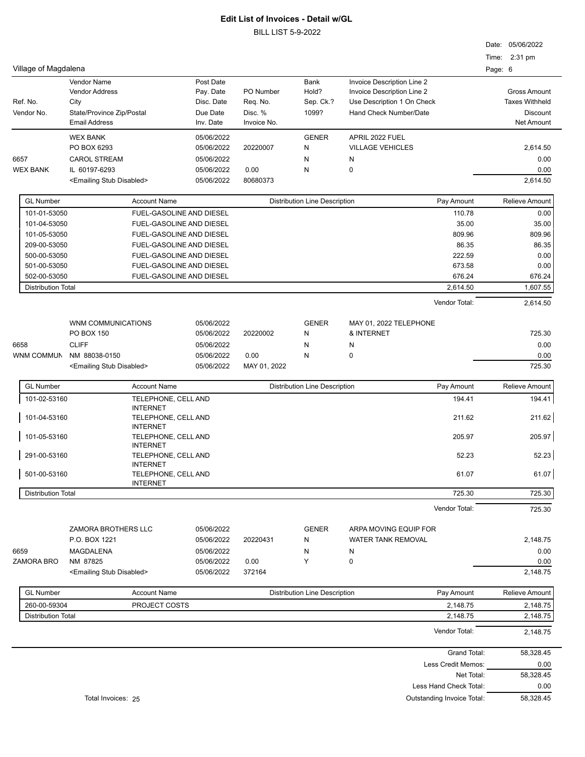# Edit List of Invoices - Detail w/GL

BILL LIST 5-9-2022

Date: 05/06/2022

Time: 2:31 pm

Village of Magdalena

| Ref. No. / Vendor No. | Vendor Name / Vendor Address / City / State/Province Zip/Postal / Email Address | Post Date / Pay. Date / Disc. Date / Due Date / Inv. Date | PO Number / Req. No. / Disc. % / Invoice No. | Bank / Hold? / Sep. Ck.? / 1099? | Invoice Description Line 2 / Invoice Description Line 2 / Use Description 1 On Check / Hand Check Number/Date | Gross Amount / Taxes Withheld / Discount / Net Amount |
|---|---|---|---|---|---|---|
| | WEX BANK | 05/06/2022 | | GENER | APRIL 2022 FUEL | |
| | PO BOX 6293 | 05/06/2022 | 20220007 | N | VILLAGE VEHICLES | 2,614.50 |
| 6657 | CAROL STREAM | 05/06/2022 | | N | N | 0.00 |
| WEX BANK | IL 60197-6293 | 05/06/2022 | 0.00 | N | 0 | 0.00 |
| | <Emailing Stub Disabled> | 05/06/2022 | 80680373 | | | 2,614.50 |

| GL Number | Account Name | Distribution Line Description | Pay Amount | Relieve Amount |
|---|---|---|---|---|
| 101-01-53050 | FUEL-GASOLINE AND DIESEL | | 110.78 | 0.00 |
| 101-04-53050 | FUEL-GASOLINE AND DIESEL | | 35.00 | 35.00 |
| 101-05-53050 | FUEL-GASOLINE AND DIESEL | | 809.96 | 809.96 |
| 209-00-53050 | FUEL-GASOLINE AND DIESEL | | 86.35 | 86.35 |
| 500-00-53050 | FUEL-GASOLINE AND DIESEL | | 222.59 | 0.00 |
| 501-00-53050 | FUEL-GASOLINE AND DIESEL | | 673.58 | 0.00 |
| 502-00-53050 | FUEL-GASOLINE AND DIESEL | | 676.24 | 676.24 |
| Distribution Total | | | 2,614.50 | 1,607.55 |

Vendor Total: 2,614.50

| Ref. No. / Vendor No. | Vendor Name / Address | Dates | PO Number / Invoice No. | Bank / Hold? / Sep. Ck.? / 1099? | Description | Amount |
|---|---|---|---|---|---|---|
| | WNM COMMUNICATIONS | 05/06/2022 | | GENER | MAY 01, 2022 TELEPHONE | |
| | PO BOX 150 | 05/06/2022 | 20220002 | N | & INTERNET | 725.30 |
| 6658 | CLIFF | 05/06/2022 | | N | N | 0.00 |
| WNM COMMUN | NM 88038-0150 | 05/06/2022 | 0.00 | N | 0 | 0.00 |
| | <Emailing Stub Disabled> | 05/06/2022 | MAY 01, 2022 | | | 725.30 |

| GL Number | Account Name | Distribution Line Description | Pay Amount | Relieve Amount |
|---|---|---|---|---|
| 101-02-53160 | TELEPHONE, CELL AND INTERNET | | 194.41 | 194.41 |
| 101-04-53160 | TELEPHONE, CELL AND INTERNET | | 211.62 | 211.62 |
| 101-05-53160 | TELEPHONE, CELL AND INTERNET | | 205.97 | 205.97 |
| 291-00-53160 | TELEPHONE, CELL AND INTERNET | | 52.23 | 52.23 |
| 501-00-53160 | TELEPHONE, CELL AND INTERNET | | 61.07 | 61.07 |
| Distribution Total | | | 725.30 | 725.30 |

Vendor Total: 725.30

| Ref. No. / Vendor No. | Vendor Name / Address | Dates | PO Number / Invoice No. | Bank / Hold? / Sep. Ck.? / 1099? | Description | Amount |
|---|---|---|---|---|---|---|
| | ZAMORA BROTHERS LLC | 05/06/2022 | | GENER | ARPA MOVING EQUIP FOR | |
| | P.O. BOX 1221 | 05/06/2022 | 20220431 | N | WATER TANK REMOVAL | 2,148.75 |
| 6659 | MAGDALENA | 05/06/2022 | | N | N | 0.00 |
| ZAMORA BRO | NM 87825 | 05/06/2022 | 0.00 | Y | 0 | 0.00 |
| | <Emailing Stub Disabled> | 05/06/2022 | 372164 | | | 2,148.75 |

| GL Number | Account Name | Distribution Line Description | Pay Amount | Relieve Amount |
|---|---|---|---|---|
| 260-00-59304 | PROJECT COSTS | | 2,148.75 | 2,148.75 |
| Distribution Total | | | 2,148.75 | 2,148.75 |

Vendor Total: 2,148.75

| | |
|---|---|
| Grand Total: | 58,328.45 |
| Less Credit Memos: | 0.00 |
| Net Total: | 58,328.45 |
| Less Hand Check Total: | 0.00 |
| Outstanding Invoice Total: | 58,328.45 |

Total Invoices: 25